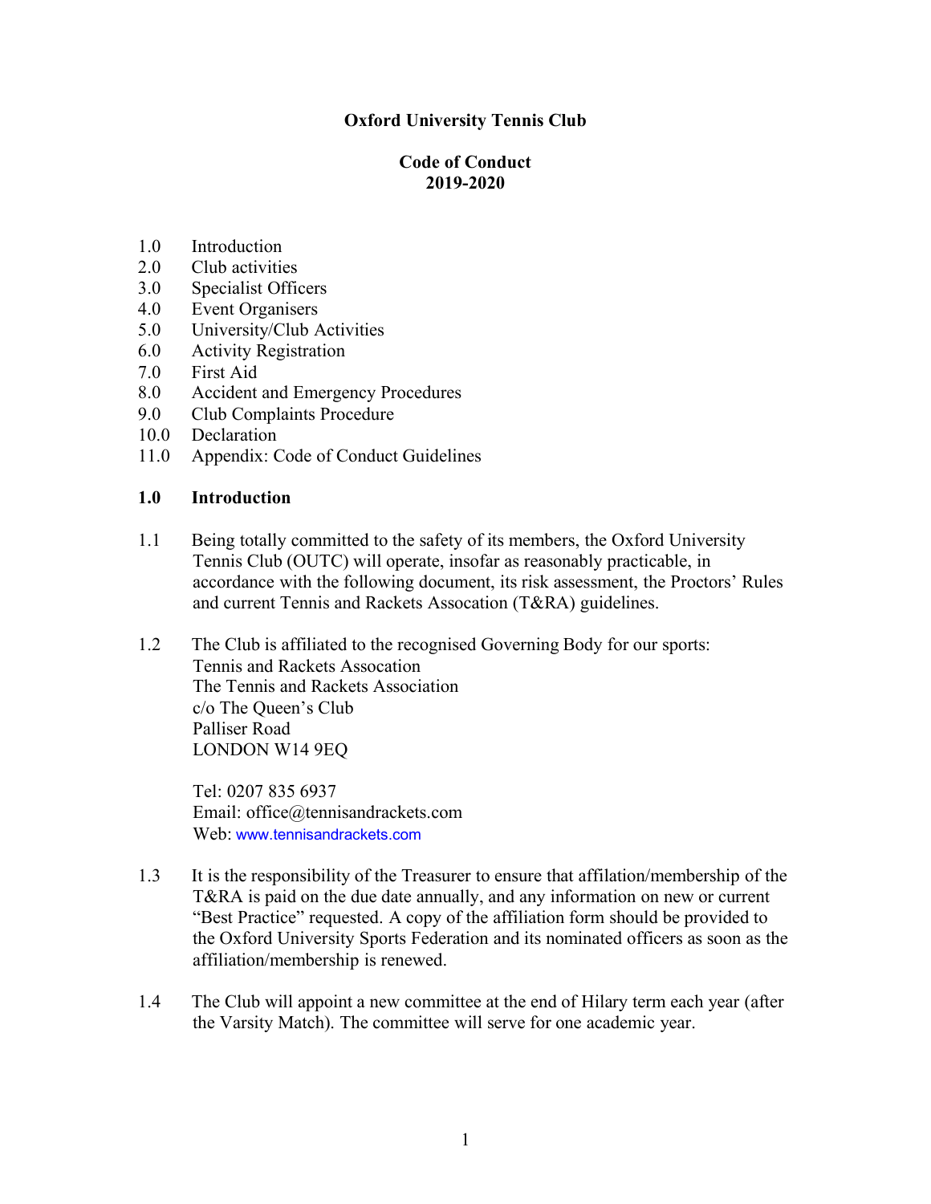**Oxford University Tennis Club**

**Code of Conduct**
**2019-2020**

1.0 Introduction
2.0 Club activities
3.0 Specialist Officers
4.0 Event Organisers
5.0 University/Club Activities
6.0 Activity Registration
7.0 First Aid
8.0 Accident and Emergency Procedures
9.0 Club Complaints Procedure
10.0 Declaration
11.0 Appendix: Code of Conduct Guidelines

## 1.0 Introduction

1.1 Being totally committed to the safety of its members, the Oxford University Tennis Club (OUTC) will operate, insofar as reasonably practicable, in accordance with the following document, its risk assessment, the Proctors' Rules and current Tennis and Rackets Association (T&RA) guidelines.

1.2 The Club is affiliated to the recognised Governing Body for our sports:
Tennis and Rackets Assocation
The Tennis and Rackets Association
c/o The Queen's Club
Palliser Road
LONDON W14 9EQ

Tel: 0207 835 6937
Email: office@tennisandrackets.com
Web: www.tennisandrackets.com

1.3 It is the responsibility of the Treasurer to ensure that affilation/membership of the T&RA is paid on the due date annually, and any information on new or current "Best Practice" requested. A copy of the affiliation form should be provided to the Oxford University Sports Federation and its nominated officers as soon as the affiliation/membership is renewed.

1.4 The Club will appoint a new committee at the end of Hilary term each year (after the Varsity Match). The committee will serve for one academic year.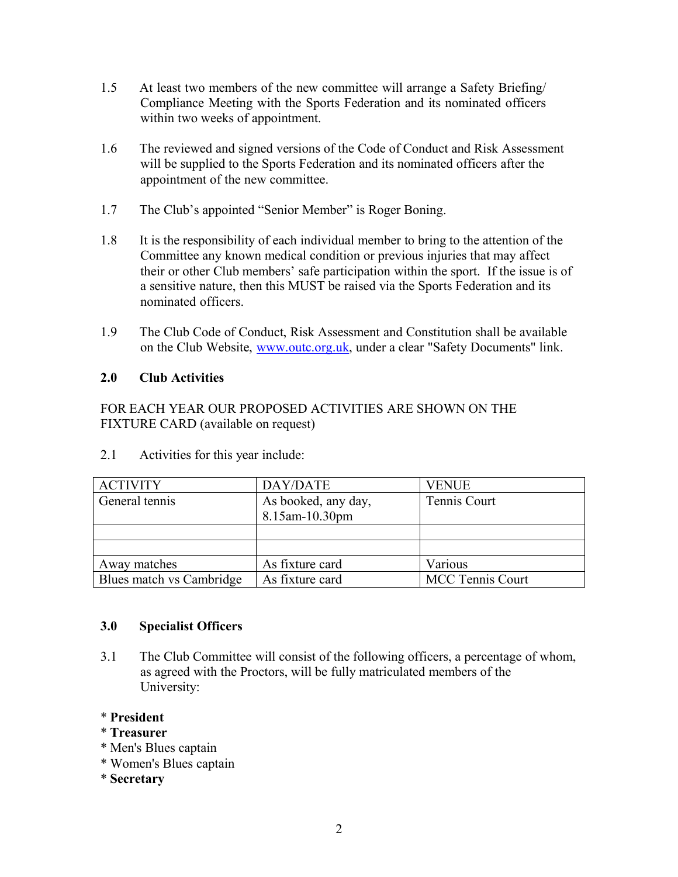1.5 At least two members of the new committee will arrange a Safety Briefing/ Compliance Meeting with the Sports Federation and its nominated officers within two weeks of appointment.

1.6 The reviewed and signed versions of the Code of Conduct and Risk Assessment will be supplied to the Sports Federation and its nominated officers after the appointment of the new committee.

1.7 The Club's appointed "Senior Member" is Roger Boning.

1.8 It is the responsibility of each individual member to bring to the attention of the Committee any known medical condition or previous injuries that may affect their or other Club members' safe participation within the sport. If the issue is of a sensitive nature, then this MUST be raised via the Sports Federation and its nominated officers.

1.9 The Club Code of Conduct, Risk Assessment and Constitution shall be available on the Club Website, [www.outc.org.uk](http://www.outc.org.uk), under a clear "Safety Documents" link.

## 2.0 Club Activities

FOR EACH YEAR OUR PROPOSED ACTIVITIES ARE SHOWN ON THE FIXTURE CARD (available on request)

2.1 Activities for this year include:

| ACTIVITY | DAY/DATE | VENUE |
|---|---|---|
| General tennis | As booked, any day, 8.15am-10.30pm | Tennis Court |
| | | |
| | | |
| Away matches | As fixture card | Various |
| Blues match vs Cambridge | As fixture card | MCC Tennis Court |

## 3.0 Specialist Officers

3.1 The Club Committee will consist of the following officers, a percentage of whom, as agreed with the Proctors, will be fully matriculated members of the University:

* **President**
* **Treasurer**
* Men's Blues captain
* Women's Blues captain
* **Secretary**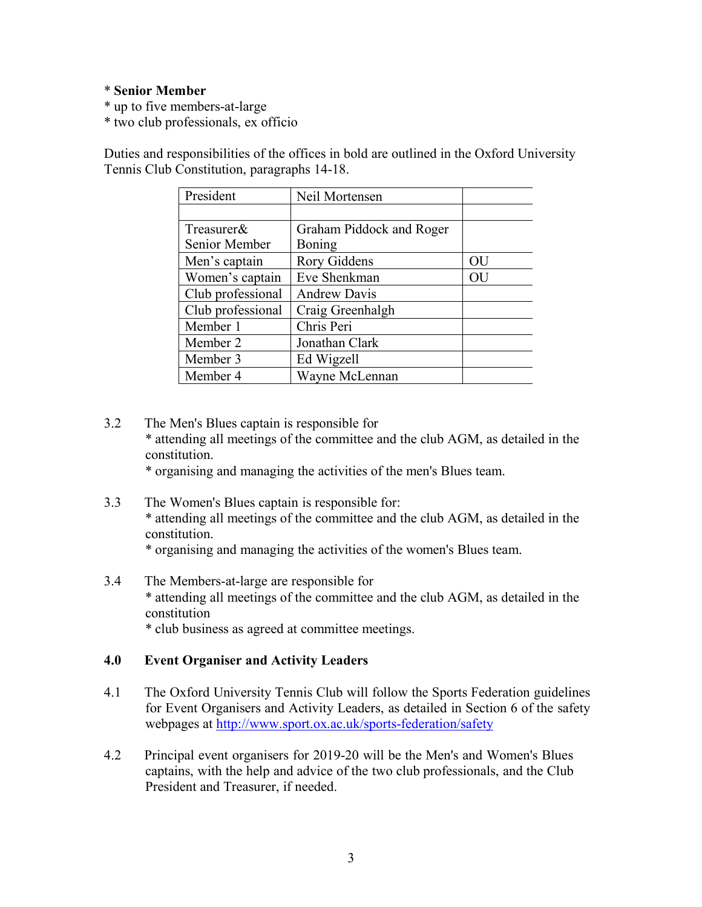* **Senior Member**
* up to five members-at-large
* two club professionals, ex officio

Duties and responsibilities of the offices in bold are outlined in the Oxford University Tennis Club Constitution, paragraphs 14-18.

| President | Neil Mortensen | |
|---|---|---|
| | | |
| Treasurer& Senior Member | Graham Piddock and Roger Boning | |
| Men's captain | Rory Giddens | OU |
| Women's captain | Eve Shenkman | OU |
| Club professional | Andrew Davis | |
| Club professional | Craig Greenhalgh | |
| Member 1 | Chris Peri | |
| Member 2 | Jonathan Clark | |
| Member 3 | Ed Wigzell | |
| Member 4 | Wayne McLennan | |

3.2 The Men's Blues captain is responsible for
* attending all meetings of the committee and the club AGM, as detailed in the constitution.
* organising and managing the activities of the men's Blues team.

3.3 The Women's Blues captain is responsible for:
* attending all meetings of the committee and the club AGM, as detailed in the constitution.
* organising and managing the activities of the women's Blues team.

3.4 The Members-at-large are responsible for
* attending all meetings of the committee and the club AGM, as detailed in the constitution
* club business as agreed at committee meetings.

## 4.0 Event Organiser and Activity Leaders

4.1 The Oxford University Tennis Club will follow the Sports Federation guidelines for Event Organisers and Activity Leaders, as detailed in Section 6 of the safety webpages at http://www.sport.ox.ac.uk/sports-federation/safety

4.2 Principal event organisers for 2019-20 will be the Men's and Women's Blues captains, with the help and advice of the two club professionals, and the Club President and Treasurer, if needed.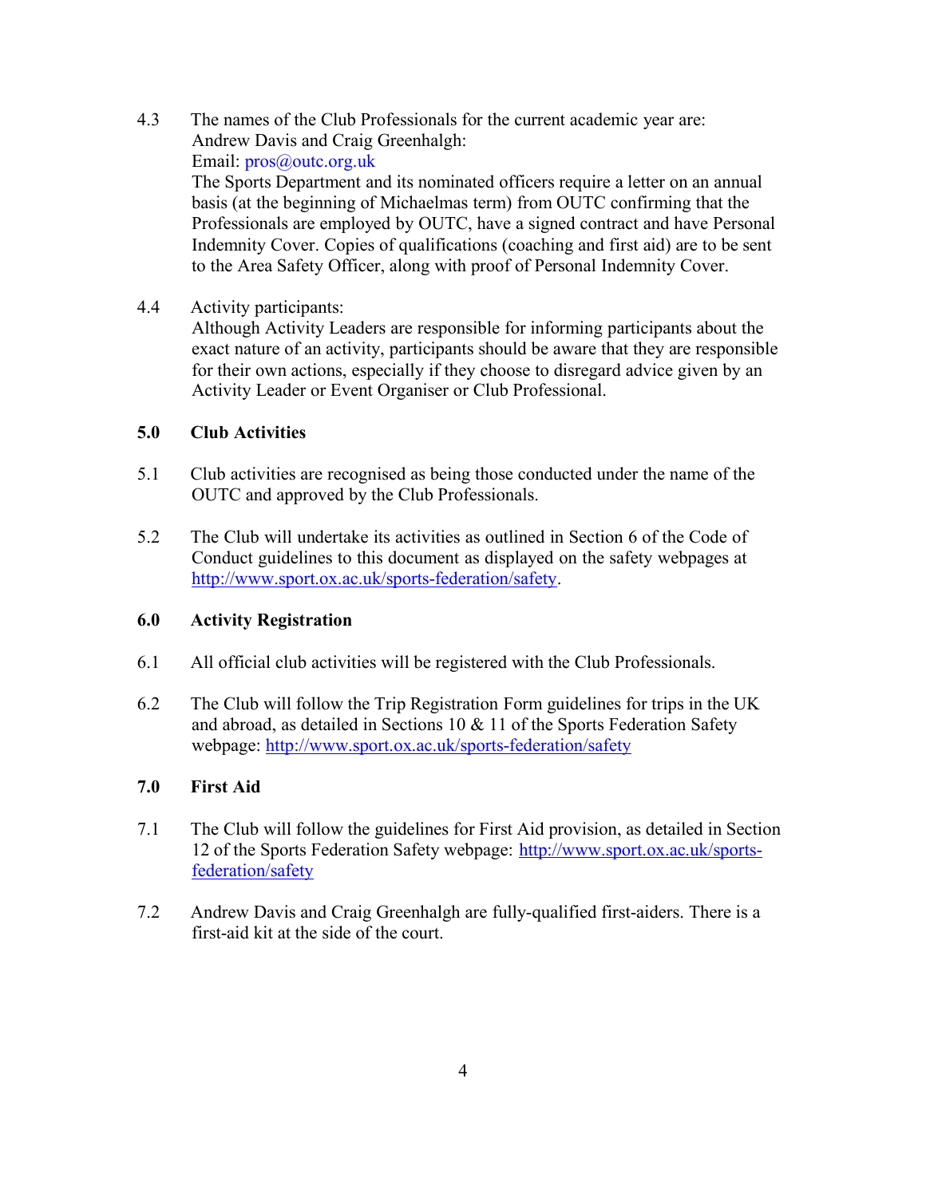4.3 The names of the Club Professionals for the current academic year are: Andrew Davis and Craig Greenhalgh:
Email: pros@outc.org.uk
The Sports Department and its nominated officers require a letter on an annual basis (at the beginning of Michaelmas term) from OUTC confirming that the Professionals are employed by OUTC, have a signed contract and have Personal Indemnity Cover. Copies of qualifications (coaching and first aid) are to be sent to the Area Safety Officer, along with proof of Personal Indemnity Cover.

4.4 Activity participants:
Although Activity Leaders are responsible for informing participants about the exact nature of an activity, participants should be aware that they are responsible for their own actions, especially if they choose to disregard advice given by an Activity Leader or Event Organiser or Club Professional.

## 5.0 Club Activities

5.1 Club activities are recognised as being those conducted under the name of the OUTC and approved by the Club Professionals.

5.2 The Club will undertake its activities as outlined in Section 6 of the Code of Conduct guidelines to this document as displayed on the safety webpages at http://www.sport.ox.ac.uk/sports-federation/safety.

## 6.0 Activity Registration

6.1 All official club activities will be registered with the Club Professionals.

6.2 The Club will follow the Trip Registration Form guidelines for trips in the UK and abroad, as detailed in Sections 10 & 11 of the Sports Federation Safety webpage: http://www.sport.ox.ac.uk/sports-federation/safety

## 7.0 First Aid

7.1 The Club will follow the guidelines for First Aid provision, as detailed in Section 12 of the Sports Federation Safety webpage: http://www.sport.ox.ac.uk/sports-federation/safety

7.2 Andrew Davis and Craig Greenhalgh are fully-qualified first-aiders. There is a first-aid kit at the side of the court.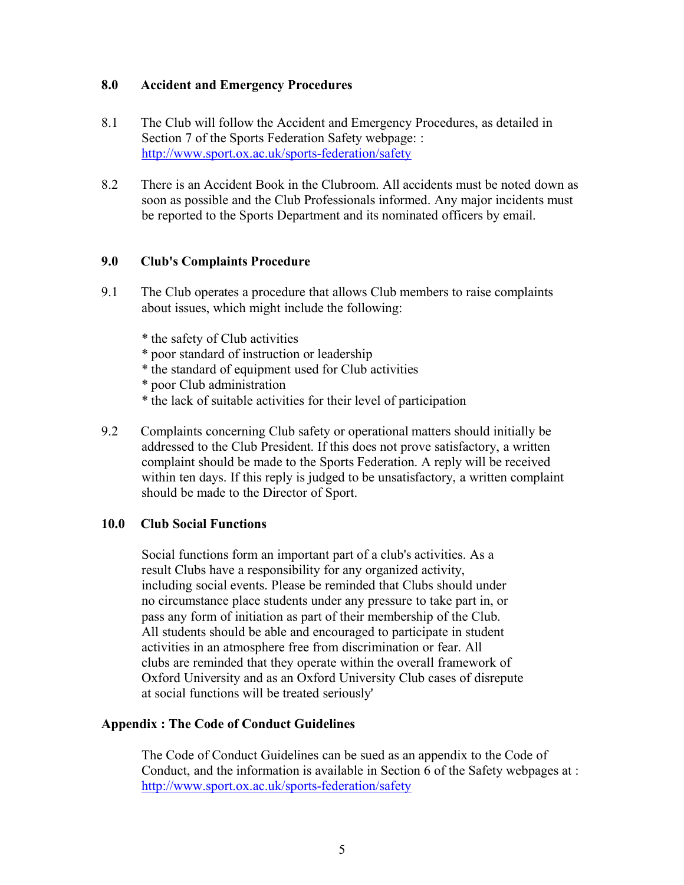## 8.0 Accident and Emergency Procedures

8.1 The Club will follow the Accident and Emergency Procedures, as detailed in Section 7 of the Sports Federation Safety webpage: : [http://www.sport.ox.ac.uk/sports-federation/safety](http://www.sport.ox.ac.uk/sports-federation/safety)

8.2 There is an Accident Book in the Clubroom. All accidents must be noted down as soon as possible and the Club Professionals informed. Any major incidents must be reported to the Sports Department and its nominated officers by email.

## 9.0 Club's Complaints Procedure

9.1 The Club operates a procedure that allows Club members to raise complaints about issues, which might include the following:

* the safety of Club activities
* poor standard of instruction or leadership
* the standard of equipment used for Club activities
* poor Club administration
* the lack of suitable activities for their level of participation

9.2 Complaints concerning Club safety or operational matters should initially be addressed to the Club President. If this does not prove satisfactory, a written complaint should be made to the Sports Federation. A reply will be received within ten days. If this reply is judged to be unsatisfactory, a written complaint should be made to the Director of Sport.

## 10.0 Club Social Functions

Social functions form an important part of a club's activities. As a result Clubs have a responsibility for any organized activity, including social events. Please be reminded that Clubs should under no circumstance place students under any pressure to take part in, or pass any form of initiation as part of their membership of the Club. All students should be able and encouraged to participate in student activities in an atmosphere free from discrimination or fear. All clubs are reminded that they operate within the overall framework of Oxford University and as an Oxford University Club cases of disrepute at social functions will be treated seriously'

## Appendix : The Code of Conduct Guidelines

The Code of Conduct Guidelines can be sued as an appendix to the Code of Conduct, and the information is available in Section 6 of the Safety webpages at : [http://www.sport.ox.ac.uk/sports-federation/safety](http://www.sport.ox.ac.uk/sports-federation/safety)